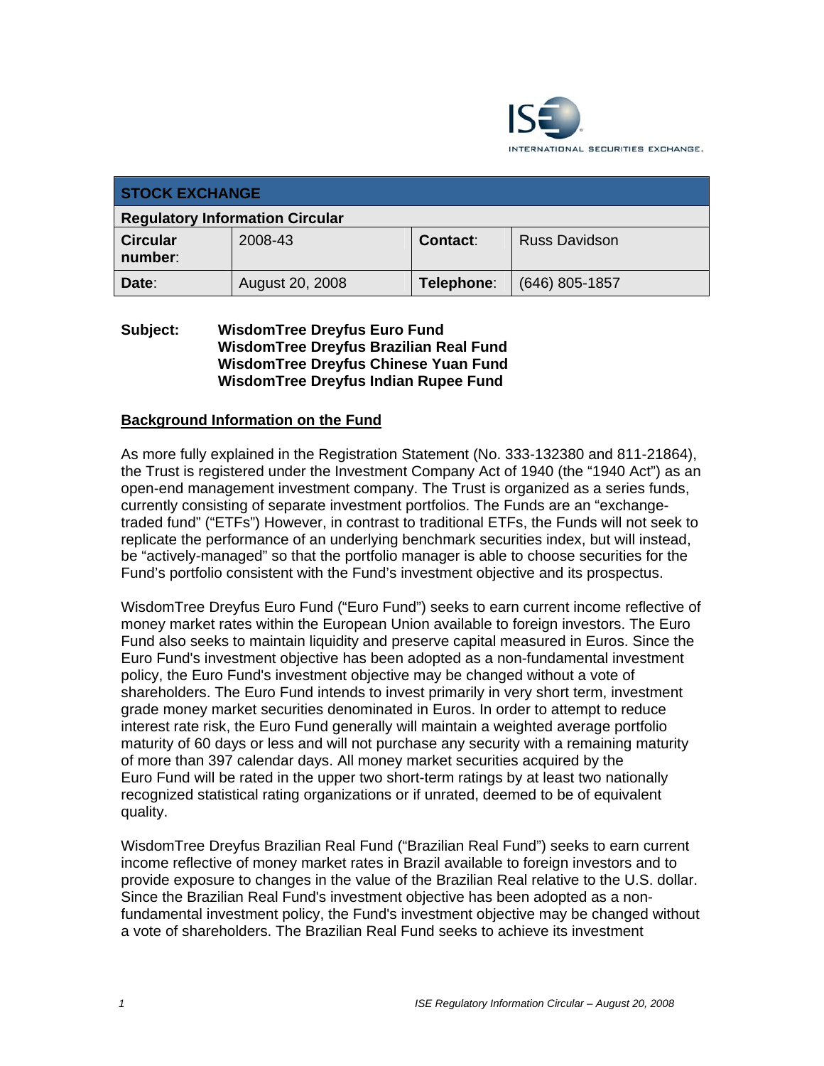| STOCK EXCHANGE | | | |
|---|---|---|---|
| **Regulatory Information Circular** | | | |
| **Circular number**: | 2008-43 | **Contact**: | Russ Davidson |
| **Date**: | August 20, 2008 | **Telephone**: | (646) 805-1857 |

**Subject:** **WisdomTree Dreyfus Euro Fund**
**WisdomTree Dreyfus Brazilian Real Fund**
**WisdomTree Dreyfus Chinese Yuan Fund**
**WisdomTree Dreyfus Indian Rupee Fund**

## Background Information on the Fund

As more fully explained in the Registration Statement (No. 333-132380 and 811-21864), the Trust is registered under the Investment Company Act of 1940 (the "1940 Act") as an open-end management investment company. The Trust is organized as a series funds, currently consisting of separate investment portfolios. The Funds are an "exchange-traded fund" ("ETFs") However, in contrast to traditional ETFs, the Funds will not seek to replicate the performance of an underlying benchmark securities index, but will instead, be "actively-managed" so that the portfolio manager is able to choose securities for the Fund's portfolio consistent with the Fund's investment objective and its prospectus.

WisdomTree Dreyfus Euro Fund ("Euro Fund") seeks to earn current income reflective of money market rates within the European Union available to foreign investors. The Euro Fund also seeks to maintain liquidity and preserve capital measured in Euros. Since the Euro Fund's investment objective has been adopted as a non-fundamental investment policy, the Euro Fund's investment objective may be changed without a vote of shareholders. The Euro Fund intends to invest primarily in very short term, investment grade money market securities denominated in Euros. In order to attempt to reduce interest rate risk, the Euro Fund generally will maintain a weighted average portfolio maturity of 60 days or less and will not purchase any security with a remaining maturity of more than 397 calendar days. All money market securities acquired by the Euro Fund will be rated in the upper two short-term ratings by at least two nationally recognized statistical rating organizations or if unrated, deemed to be of equivalent quality.

WisdomTree Dreyfus Brazilian Real Fund ("Brazilian Real Fund") seeks to earn current income reflective of money market rates in Brazil available to foreign investors and to provide exposure to changes in the value of the Brazilian Real relative to the U.S. dollar. Since the Brazilian Real Fund's investment objective has been adopted as a non-fundamental investment policy, the Fund's investment objective may be changed without a vote of shareholders. The Brazilian Real Fund seeks to achieve its investment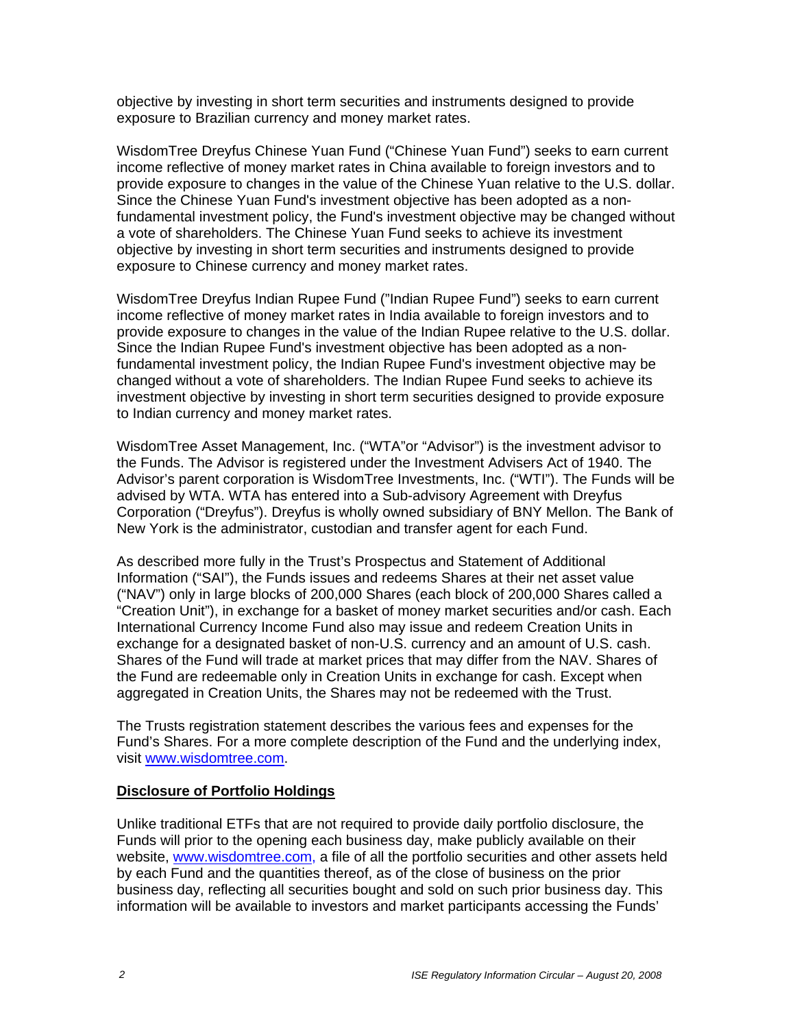objective by investing in short term securities and instruments designed to provide exposure to Brazilian currency and money market rates.

WisdomTree Dreyfus Chinese Yuan Fund ("Chinese Yuan Fund") seeks to earn current income reflective of money market rates in China available to foreign investors and to provide exposure to changes in the value of the Chinese Yuan relative to the U.S. dollar. Since the Chinese Yuan Fund's investment objective has been adopted as a non-fundamental investment policy, the Fund's investment objective may be changed without a vote of shareholders. The Chinese Yuan Fund seeks to achieve its investment objective by investing in short term securities and instruments designed to provide exposure to Chinese currency and money market rates.

WisdomTree Dreyfus Indian Rupee Fund ("Indian Rupee Fund") seeks to earn current income reflective of money market rates in India available to foreign investors and to provide exposure to changes in the value of the Indian Rupee relative to the U.S. dollar. Since the Indian Rupee Fund's investment objective has been adopted as a non-fundamental investment policy, the Indian Rupee Fund's investment objective may be changed without a vote of shareholders. The Indian Rupee Fund seeks to achieve its investment objective by investing in short term securities designed to provide exposure to Indian currency and money market rates.

WisdomTree Asset Management, Inc. ("WTA"or "Advisor") is the investment advisor to the Funds. The Advisor is registered under the Investment Advisers Act of 1940. The Advisor's parent corporation is WisdomTree Investments, Inc. ("WTI"). The Funds will be advised by WTA. WTA has entered into a Sub-advisory Agreement with Dreyfus Corporation ("Dreyfus"). Dreyfus is wholly owned subsidiary of BNY Mellon. The Bank of New York is the administrator, custodian and transfer agent for each Fund.

As described more fully in the Trust's Prospectus and Statement of Additional Information ("SAI"), the Funds issues and redeems Shares at their net asset value ("NAV") only in large blocks of 200,000 Shares (each block of 200,000 Shares called a "Creation Unit"), in exchange for a basket of money market securities and/or cash. Each International Currency Income Fund also may issue and redeem Creation Units in exchange for a designated basket of non-U.S. currency and an amount of U.S. cash. Shares of the Fund will trade at market prices that may differ from the NAV. Shares of the Fund are redeemable only in Creation Units in exchange for cash. Except when aggregated in Creation Units, the Shares may not be redeemed with the Trust.

The Trusts registration statement describes the various fees and expenses for the Fund's Shares. For a more complete description of the Fund and the underlying index, visit www.wisdomtree.com.

**Disclosure of Portfolio Holdings**

Unlike traditional ETFs that are not required to provide daily portfolio disclosure, the Funds will prior to the opening each business day, make publicly available on their website, www.wisdomtree.com, a file of all the portfolio securities and other assets held by each Fund and the quantities thereof, as of the close of business on the prior business day, reflecting all securities bought and sold on such prior business day. This information will be available to investors and market participants accessing the Funds'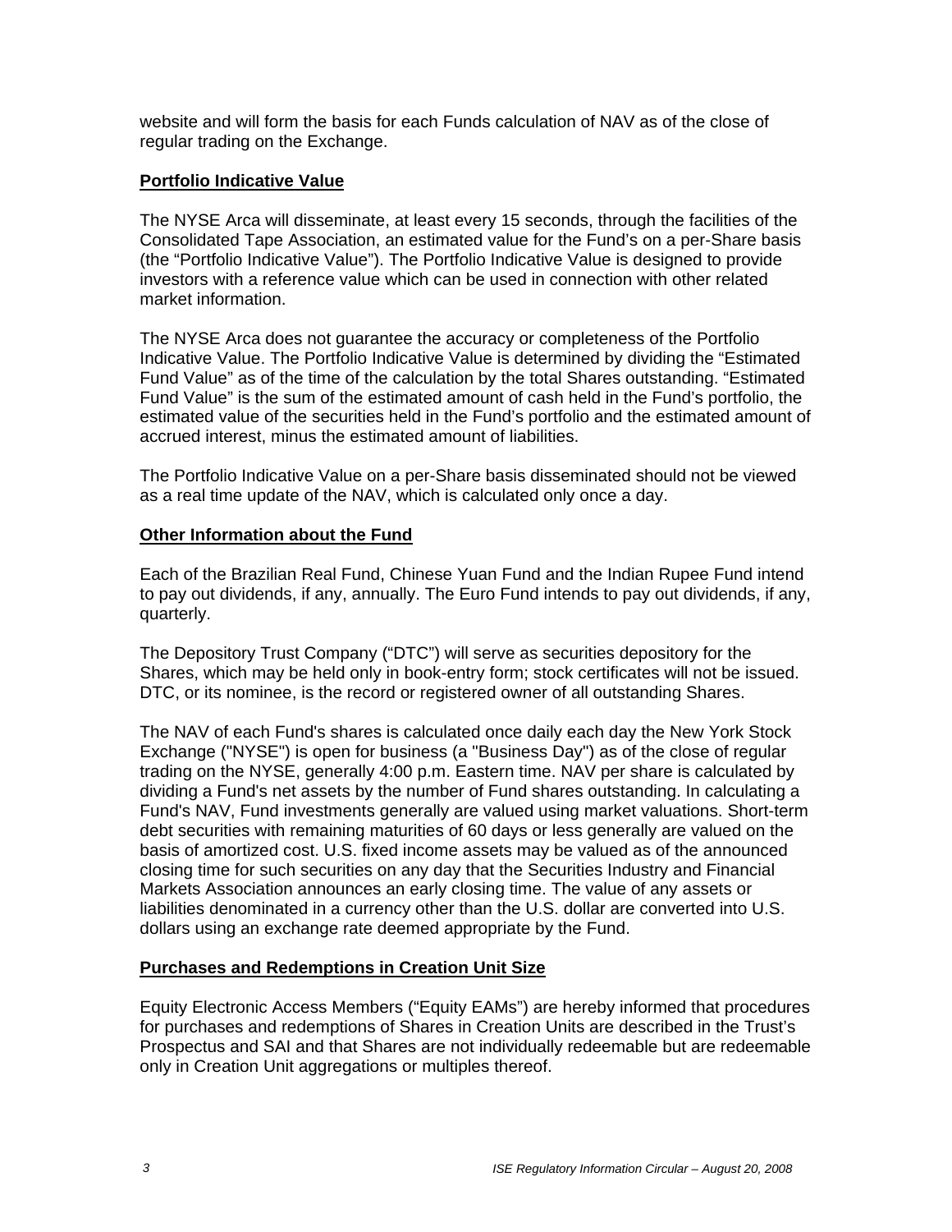website and will form the basis for each Funds calculation of NAV as of the close of regular trading on the Exchange.

**Portfolio Indicative Value**

The NYSE Arca will disseminate, at least every 15 seconds, through the facilities of the Consolidated Tape Association, an estimated value for the Fund's on a per-Share basis (the "Portfolio Indicative Value"). The Portfolio Indicative Value is designed to provide investors with a reference value which can be used in connection with other related market information.

The NYSE Arca does not guarantee the accuracy or completeness of the Portfolio Indicative Value. The Portfolio Indicative Value is determined by dividing the "Estimated Fund Value" as of the time of the calculation by the total Shares outstanding. "Estimated Fund Value" is the sum of the estimated amount of cash held in the Fund's portfolio, the estimated value of the securities held in the Fund's portfolio and the estimated amount of accrued interest, minus the estimated amount of liabilities.

The Portfolio Indicative Value on a per-Share basis disseminated should not be viewed as a real time update of the NAV, which is calculated only once a day.

**Other Information about the Fund**

Each of the Brazilian Real Fund, Chinese Yuan Fund and the Indian Rupee Fund intend to pay out dividends, if any, annually. The Euro Fund intends to pay out dividends, if any, quarterly.

The Depository Trust Company ("DTC") will serve as securities depository for the Shares, which may be held only in book-entry form; stock certificates will not be issued. DTC, or its nominee, is the record or registered owner of all outstanding Shares.

The NAV of each Fund's shares is calculated once daily each day the New York Stock Exchange ("NYSE") is open for business (a "Business Day") as of the close of regular trading on the NYSE, generally 4:00 p.m. Eastern time. NAV per share is calculated by dividing a Fund's net assets by the number of Fund shares outstanding. In calculating a Fund's NAV, Fund investments generally are valued using market valuations. Short-term debt securities with remaining maturities of 60 days or less generally are valued on the basis of amortized cost. U.S. fixed income assets may be valued as of the announced closing time for such securities on any day that the Securities Industry and Financial Markets Association announces an early closing time. The value of any assets or liabilities denominated in a currency other than the U.S. dollar are converted into U.S. dollars using an exchange rate deemed appropriate by the Fund.

**Purchases and Redemptions in Creation Unit Size**

Equity Electronic Access Members ("Equity EAMs") are hereby informed that procedures for purchases and redemptions of Shares in Creation Units are described in the Trust's Prospectus and SAI and that Shares are not individually redeemable but are redeemable only in Creation Unit aggregations or multiples thereof.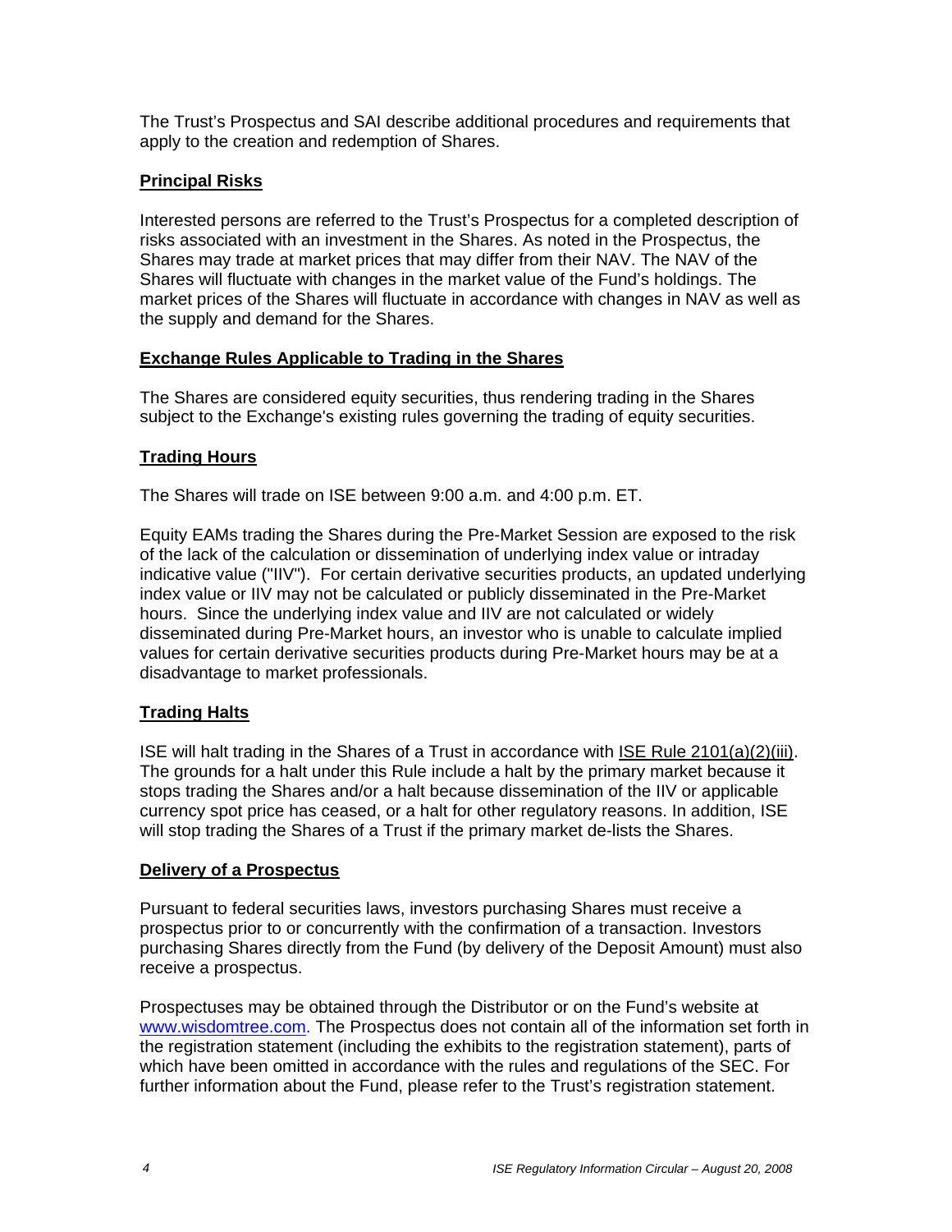The Trust's Prospectus and SAI describe additional procedures and requirements that apply to the creation and redemption of Shares.

## Principal Risks

Interested persons are referred to the Trust's Prospectus for a completed description of risks associated with an investment in the Shares. As noted in the Prospectus, the Shares may trade at market prices that may differ from their NAV. The NAV of the Shares will fluctuate with changes in the market value of the Fund's holdings. The market prices of the Shares will fluctuate in accordance with changes in NAV as well as the supply and demand for the Shares.

## Exchange Rules Applicable to Trading in the Shares

The Shares are considered equity securities, thus rendering trading in the Shares subject to the Exchange's existing rules governing the trading of equity securities.

## Trading Hours

The Shares will trade on ISE between 9:00 a.m. and 4:00 p.m. ET.

Equity EAMs trading the Shares during the Pre-Market Session are exposed to the risk of the lack of the calculation or dissemination of underlying index value or intraday indicative value ("IIV"). For certain derivative securities products, an updated underlying index value or IIV may not be calculated or publicly disseminated in the Pre-Market hours. Since the underlying index value and IIV are not calculated or widely disseminated during Pre-Market hours, an investor who is unable to calculate implied values for certain derivative securities products during Pre-Market hours may be at a disadvantage to market professionals.

## Trading Halts

ISE will halt trading in the Shares of a Trust in accordance with ISE Rule 2101(a)(2)(iii). The grounds for a halt under this Rule include a halt by the primary market because it stops trading the Shares and/or a halt because dissemination of the IIV or applicable currency spot price has ceased, or a halt for other regulatory reasons. In addition, ISE will stop trading the Shares of a Trust if the primary market de-lists the Shares.

## Delivery of a Prospectus

Pursuant to federal securities laws, investors purchasing Shares must receive a prospectus prior to or concurrently with the confirmation of a transaction. Investors purchasing Shares directly from the Fund (by delivery of the Deposit Amount) must also receive a prospectus.

Prospectuses may be obtained through the Distributor or on the Fund's website at www.wisdomtree.com. The Prospectus does not contain all of the information set forth in the registration statement (including the exhibits to the registration statement), parts of which have been omitted in accordance with the rules and regulations of the SEC. For further information about the Fund, please refer to the Trust's registration statement.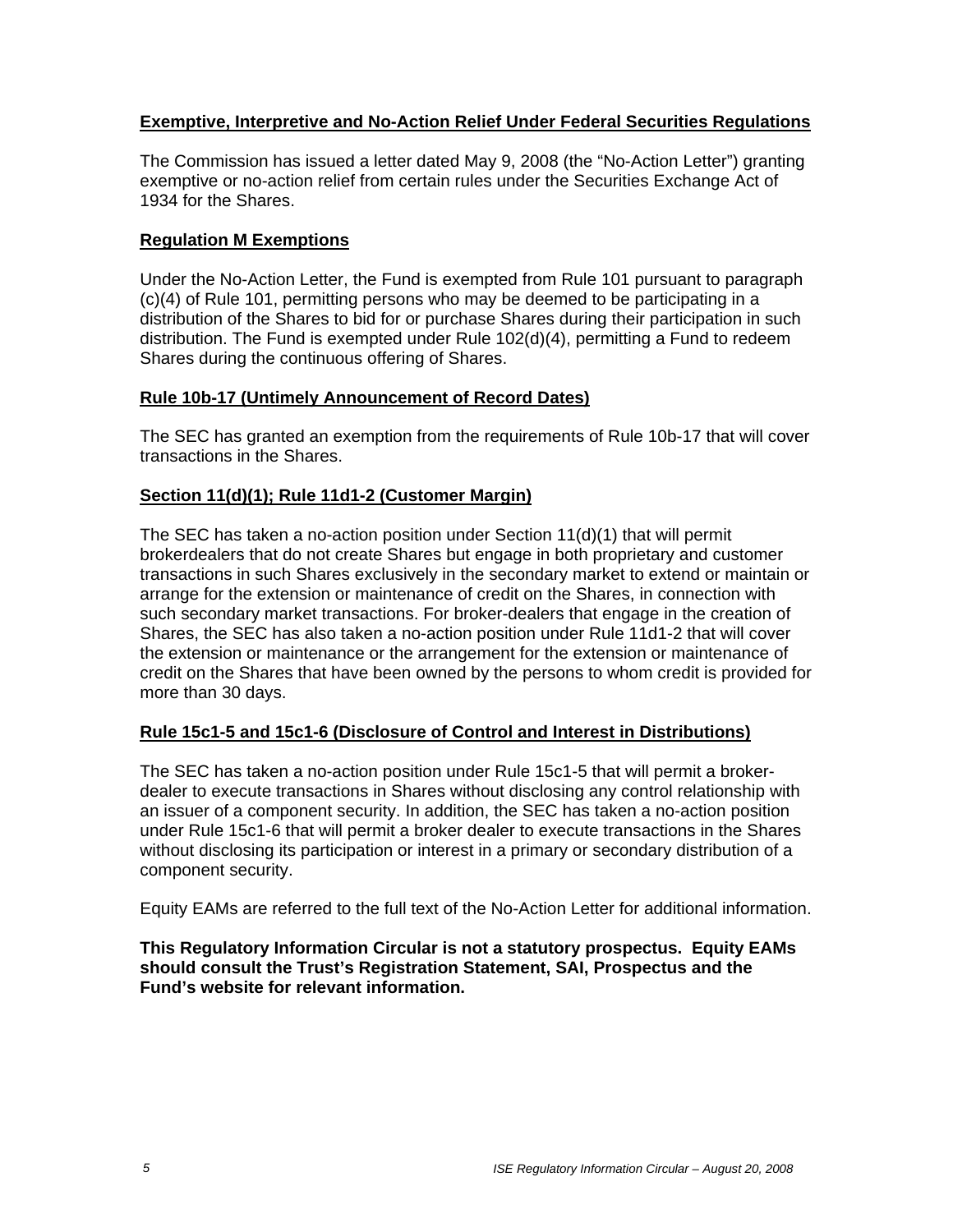## Exemptive, Interpretive and No-Action Relief Under Federal Securities Regulations

The Commission has issued a letter dated May 9, 2008 (the "No-Action Letter") granting exemptive or no-action relief from certain rules under the Securities Exchange Act of 1934 for the Shares.

## Regulation M Exemptions

Under the No-Action Letter, the Fund is exempted from Rule 101 pursuant to paragraph (c)(4) of Rule 101, permitting persons who may be deemed to be participating in a distribution of the Shares to bid for or purchase Shares during their participation in such distribution. The Fund is exempted under Rule 102(d)(4), permitting a Fund to redeem Shares during the continuous offering of Shares.

## Rule 10b-17 (Untimely Announcement of Record Dates)

The SEC has granted an exemption from the requirements of Rule 10b-17 that will cover transactions in the Shares.

## Section 11(d)(1); Rule 11d1-2 (Customer Margin)

The SEC has taken a no-action position under Section 11(d)(1) that will permit brokerdealers that do not create Shares but engage in both proprietary and customer transactions in such Shares exclusively in the secondary market to extend or maintain or arrange for the extension or maintenance of credit on the Shares, in connection with such secondary market transactions. For broker-dealers that engage in the creation of Shares, the SEC has also taken a no-action position under Rule 11d1-2 that will cover the extension or maintenance or the arrangement for the extension or maintenance of credit on the Shares that have been owned by the persons to whom credit is provided for more than 30 days.

## Rule 15c1-5 and 15c1-6 (Disclosure of Control and Interest in Distributions)

The SEC has taken a no-action position under Rule 15c1-5 that will permit a broker-dealer to execute transactions in Shares without disclosing any control relationship with an issuer of a component security. In addition, the SEC has taken a no-action position under Rule 15c1-6 that will permit a broker dealer to execute transactions in the Shares without disclosing its participation or interest in a primary or secondary distribution of a component security.

Equity EAMs are referred to the full text of the No-Action Letter for additional information.

**This Regulatory Information Circular is not a statutory prospectus. Equity EAMs should consult the Trust's Registration Statement, SAI, Prospectus and the Fund's website for relevant information.**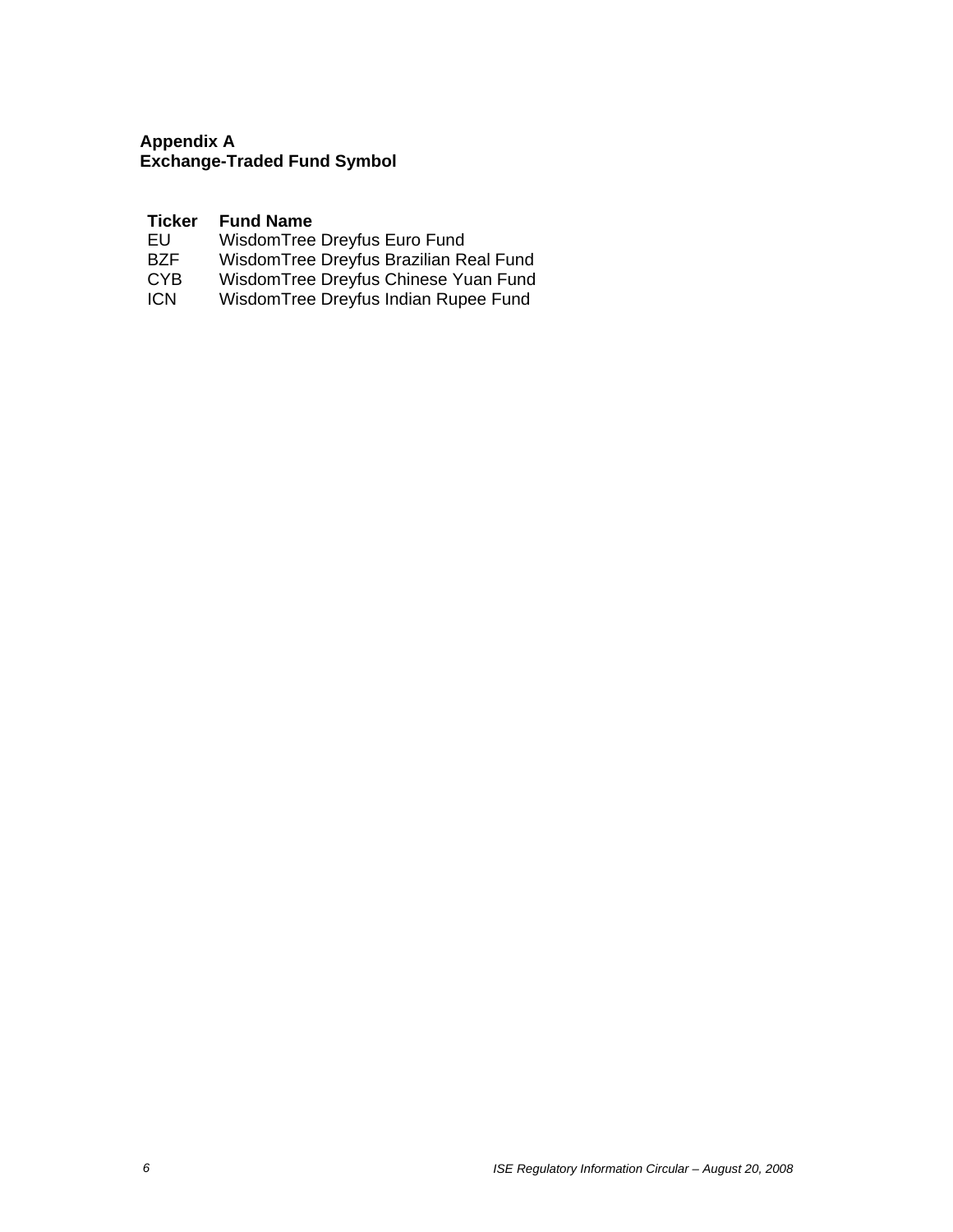**Appendix A**
**Exchange-Traded Fund Symbol**

| Ticker | Fund Name |
|---|---|
| EU | WisdomTree Dreyfus Euro Fund |
| BZF | WisdomTree Dreyfus Brazilian Real Fund |
| CYB | WisdomTree Dreyfus Chinese Yuan Fund |
| ICN | WisdomTree Dreyfus Indian Rupee Fund |